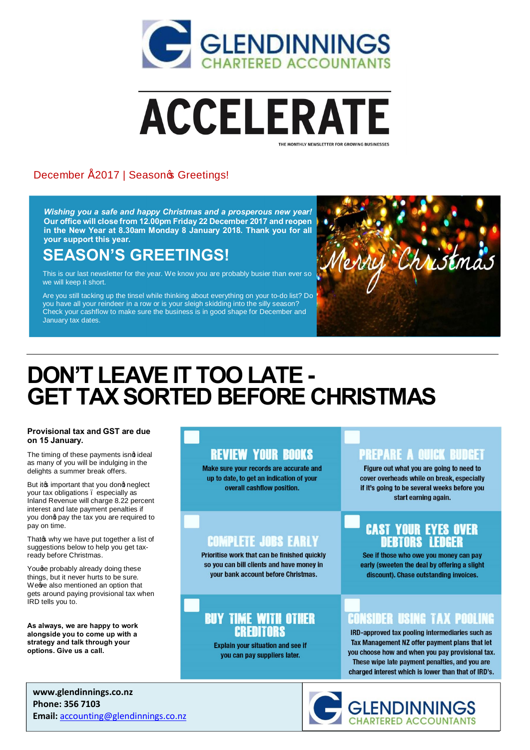# GLENDINNINGS
## CHARTERED ACCOUNTANTS

# ACCELERATE

THE MONTHLY NEWSLETTER FOR GROWING BUSINESSES

December Å2017 | Season's Greetings!

***Wishing you a safe and happy Christmas and a prosperous new year!***
**Our office will close from 12.00pm Friday 22 December 2017 and reopen in the New Year at 8.30am Monday 8 January 2018. Thank you for all your support this year.**

## SEASON'S GREETINGS!

This is our last newsletter for the year. We know you are probably busier than ever so we will keep it short.

Are you still tacking up the tinsel while thinking about everything on your to-do list? Do you have all your reindeer in a row or is your sleigh skidding into the silly season? Check your cashflow to make sure the business is in good shape for December and January tax dates.

Merry Christmas

# DON'T LEAVE IT TOO LATE - GET TAX SORTED BEFORE CHRISTMAS

**Provisional tax and GST are due on 15 January.**

The timing of these payments isn't ideal as many of you will be indulging in the delights a summer break offers.

But it's important that you don't neglect your tax obligations – especially as Inland Revenue will charge 8.22 percent interest and late payment penalties if you don't pay the tax you are required to pay on time.

That's why we have put together a list of suggestions below to help you get tax-ready before Christmas.

You're probably already doing these things, but it never hurts to be sure. We've also mentioned an option that gets around paying provisional tax when IRD tells you to.

**As always, we are happy to work alongside you to come up with a strategy and talk through your options. Give us a call.**

### REVIEW YOUR BOOKS

Make sure your records are accurate and up to date, to get an indication of your overall cashflow position.

### PREPARE A QUICK BUDGET

Figure out what you are going to need to cover overheads while on break, especially if it's going to be several weeks before you start earning again.

### COMPLETE JOBS EARLY

Prioritise work that can be finished quickly so you can bill clients and have money in your bank account before Christmas.

### CAST YOUR EYES OVER DEBTORS' LEDGER

See if those who owe you money can pay early (sweeten the deal by offering a slight discount). Chase outstanding invoices.

### BUY TIME WITH OTHER CREDITORS

Explain your situation and see if you can pay suppliers later.

### CONSIDER USING TAX POOLING

IRD-approved tax pooling intermediaries such as Tax Management NZ offer payment plans that let you choose how and when you pay provisional tax. These wipe late payment penalties, and you are charged interest which is lower than that of IRD's.

**www.glendinnings.co.nz**
**Phone: 356 7103**
**Email: accounting@glendinnings.co.nz**

GLENDINNINGS CHARTERED ACCOUNTANTS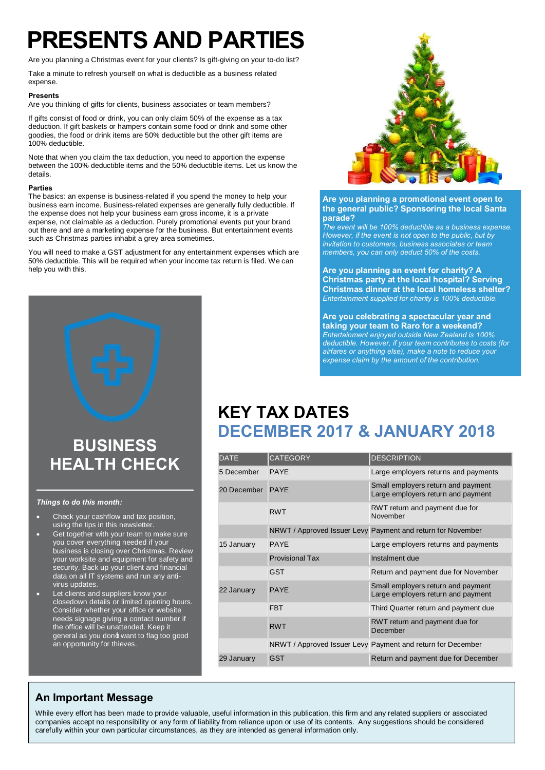# PRESENTS AND PARTIES

Are you planning a Christmas event for your clients? Is gift-giving on your to-do list?

Take a minute to refresh yourself on what is deductible as a business related expense.

**Presents**

Are you thinking of gifts for clients, business associates or team members?

If gifts consist of food or drink, you can only claim 50% of the expense as a tax deduction. If gift baskets or hampers contain some food or drink and some other goodies, the food or drink items are 50% deductible but the other gift items are 100% deductible.

Note that when you claim the tax deduction, you need to apportion the expense between the 100% deductible items and the 50% deductible items. Let us know the details.

**Parties**

The basics: an expense is business-related if you spend the money to help your business earn income. Business-related expenses are generally fully deductible. If the expense does not help your business earn gross income, it is a private expense, not claimable as a deduction. Purely promotional events put your brand out there and are a marketing expense for the business. But entertainment events such as Christmas parties inhabit a grey area sometimes.

You will need to make a GST adjustment for any entertainment expenses which are 50% deductible. This will be required when your income tax return is filed. We can help you with this.

**Are you planning a promotional event open to the general public? Sponsoring the local Santa parade?**

*The event will be 100% deductible as a business expense. However, if the event is not open to the public, but by invitation to customers, business associates or team members, you can only deduct 50% of the costs.*

**Are you planning an event for charity? A Christmas party at the local hospital? Serving Christmas dinner at the local homeless shelter?**

*Entertainment supplied for charity is 100% deductible.*

**Are you celebrating a spectacular year and taking your team to Raro for a weekend?**

*Entertainment enjoyed outside New Zealand is 100% deductible. However, if your team contributes to costs (for airfares or anything else), make a note to reduce your expense claim by the amount of the contribution.*

## BUSINESS HEALTH CHECK

*Things to do this month:*

- Check your cashflow and tax position, using the tips in this newsletter.
- Get together with your team to make sure you cover everything needed if your business is closing over Christmas. Review your worksite and equipment for safety and security. Back up your client and financial data on all IT systems and run any anti-virus updates.
- Let clients and suppliers know your closedown details or limited opening hours. Consider whether your office or website needs signage giving a contact number if the office will be unattended. Keep it general as you don't want to flag too good an opportunity for thieves.

## KEY TAX DATES
## DECEMBER 2017 & JANUARY 2018

| DATE | CATEGORY | DESCRIPTION |
|---|---|---|
| 5 December | PAYE | Large employers returns and payments |
| 20 December | PAYE | Small employers return and payment<br>Large employers return and payment |
| | RWT | RWT return and payment due for November |
| | NRWT / Approved Issuer Levy | Payment and return for November |
| 15 January | PAYE | Large employers returns and payments |
| | Provisional Tax | Instalment due |
| | GST | Return and payment due for November |
| 22 January | PAYE | Small employers return and payment<br>Large employers return and payment |
| | FBT | Third Quarter return and payment due |
| | RWT | RWT return and payment due for December |
| | NRWT / Approved Issuer Levy | Payment and return for December |
| 29 January | GST | Return and payment due for December |

### An Important Message

While every effort has been made to provide valuable, useful information in this publication, this firm and any related suppliers or associated companies accept no responsibility or any form of liability from reliance upon or use of its contents. Any suggestions should be considered carefully within your own particular circumstances, as they are intended as general information only.